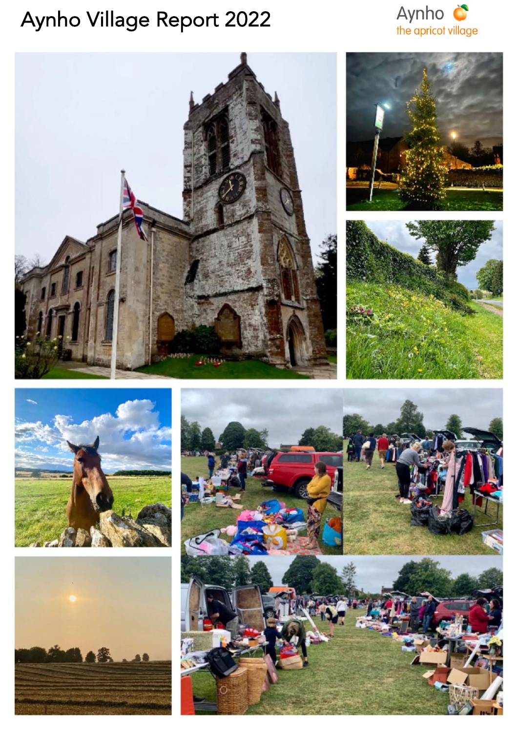# Aynho Village Report 2022

Aynho
the apricot village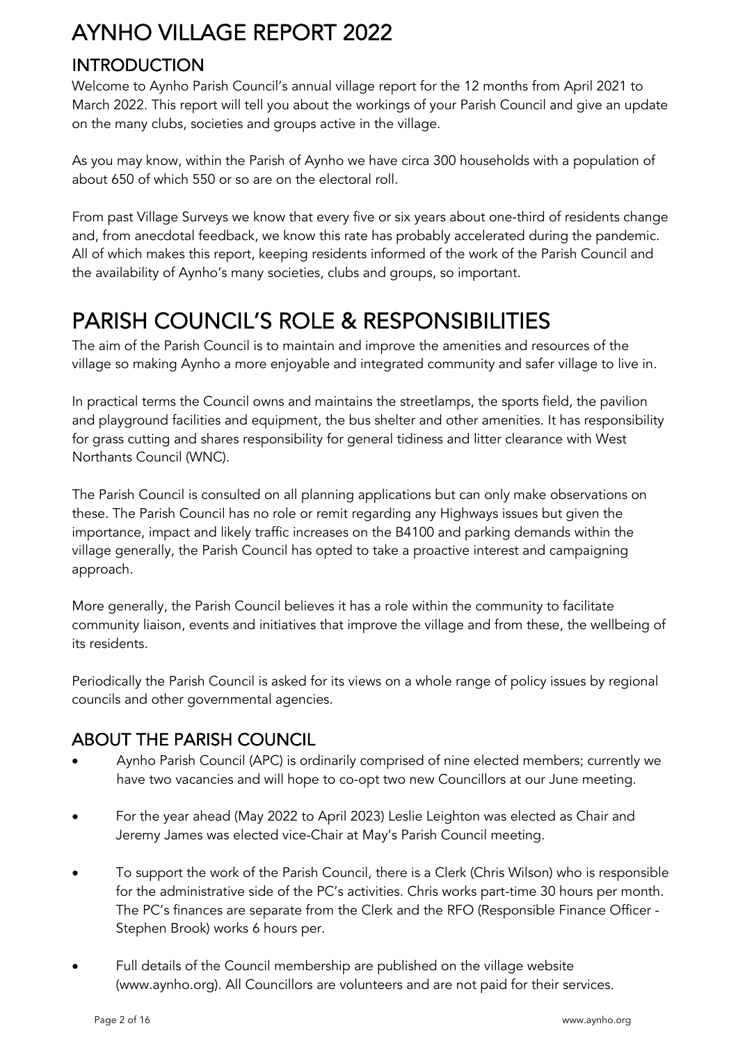# AYNHO VILLAGE REPORT 2022

## INTRODUCTION

Welcome to Aynho Parish Council's annual village report for the 12 months from April 2021 to March 2022. This report will tell you about the workings of your Parish Council and give an update on the many clubs, societies and groups active in the village.

As you may know, within the Parish of Aynho we have circa 300 households with a population of about 650 of which 550 or so are on the electoral roll.

From past Village Surveys we know that every five or six years about one-third of residents change and, from anecdotal feedback, we know this rate has probably accelerated during the pandemic. All of which makes this report, keeping residents informed of the work of the Parish Council and the availability of Aynho's many societies, clubs and groups, so important.

# PARISH COUNCIL'S ROLE & RESPONSIBILITIES

The aim of the Parish Council is to maintain and improve the amenities and resources of the village so making Aynho a more enjoyable and integrated community and safer village to live in.

In practical terms the Council owns and maintains the streetlamps, the sports field, the pavilion and playground facilities and equipment, the bus shelter and other amenities. It has responsibility for grass cutting and shares responsibility for general tidiness and litter clearance with West Northants Council (WNC).

The Parish Council is consulted on all planning applications but can only make observations on these. The Parish Council has no role or remit regarding any Highways issues but given the importance, impact and likely traffic increases on the B4100 and parking demands within the village generally, the Parish Council has opted to take a proactive interest and campaigning approach.

More generally, the Parish Council believes it has a role within the community to facilitate community liaison, events and initiatives that improve the village and from these, the wellbeing of its residents.

Periodically the Parish Council is asked for its views on a whole range of policy issues by regional councils and other governmental agencies.

## ABOUT THE PARISH COUNCIL

- Aynho Parish Council (APC) is ordinarily comprised of nine elected members; currently we have two vacancies and will hope to co-opt two new Councillors at our June meeting.
- For the year ahead (May 2022 to April 2023) Leslie Leighton was elected as Chair and Jeremy James was elected vice-Chair at May's Parish Council meeting.
- To support the work of the Parish Council, there is a Clerk (Chris Wilson) who is responsible for the administrative side of the PC's activities. Chris works part-time 30 hours per month. The PC's finances are separate from the Clerk and the RFO (Responsible Finance Officer - Stephen Brook) works 6 hours per.
- Full details of the Council membership are published on the village website (www.aynho.org). All Councillors are volunteers and are not paid for their services.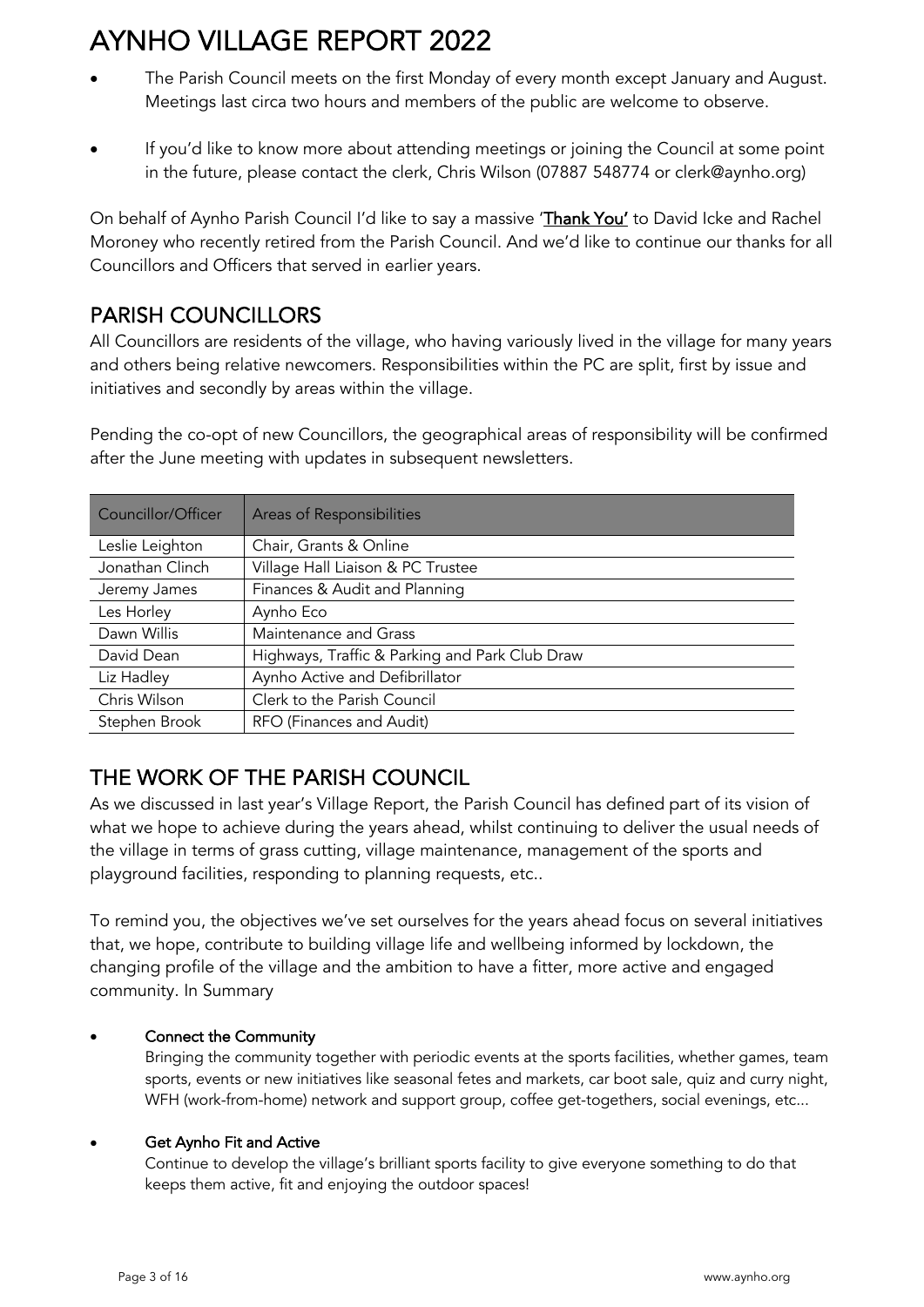# AYNHO VILLAGE REPORT 2022

- The Parish Council meets on the first Monday of every month except January and August. Meetings last circa two hours and members of the public are welcome to observe.
- If you'd like to know more about attending meetings or joining the Council at some point in the future, please contact the clerk, Chris Wilson (07887 548774 or clerk@aynho.org)

On behalf of Aynho Parish Council I'd like to say a massive '**Thank You'** to David Icke and Rachel Moroney who recently retired from the Parish Council. And we'd like to continue our thanks for all Councillors and Officers that served in earlier years.

## PARISH COUNCILLORS

All Councillors are residents of the village, who having variously lived in the village for many years and others being relative newcomers. Responsibilities within the PC are split, first by issue and initiatives and secondly by areas within the village.

Pending the co-opt of new Councillors, the geographical areas of responsibility will be confirmed after the June meeting with updates in subsequent newsletters.

| Councillor/Officer | Areas of Responsibilities |
| --- | --- |
| Leslie Leighton | Chair, Grants & Online |
| Jonathan Clinch | Village Hall Liaison & PC Trustee |
| Jeremy James | Finances & Audit and Planning |
| Les Horley | Aynho Eco |
| Dawn Willis | Maintenance and Grass |
| David Dean | Highways, Traffic & Parking and Park Club Draw |
| Liz Hadley | Aynho Active and Defibrillator |
| Chris Wilson | Clerk to the Parish Council |
| Stephen Brook | RFO (Finances and Audit) |

## THE WORK OF THE PARISH COUNCIL

As we discussed in last year's Village Report, the Parish Council has defined part of its vision of what we hope to achieve during the years ahead, whilst continuing to deliver the usual needs of the village in terms of grass cutting, village maintenance, management of the sports and playground facilities, responding to planning requests, etc..

To remind you, the objectives we've set ourselves for the years ahead focus on several initiatives that, we hope, contribute to building village life and wellbeing informed by lockdown, the changing profile of the village and the ambition to have a fitter, more active and engaged community. In Summary

- **Connect the Community**
  
  Bringing the community together with periodic events at the sports facilities, whether games, team sports, events or new initiatives like seasonal fetes and markets, car boot sale, quiz and curry night, WFH (work-from-home) network and support group, coffee get-togethers, social evenings, etc...

- **Get Aynho Fit and Active**
  
  Continue to develop the village's brilliant sports facility to give everyone something to do that keeps them active, fit and enjoying the outdoor spaces!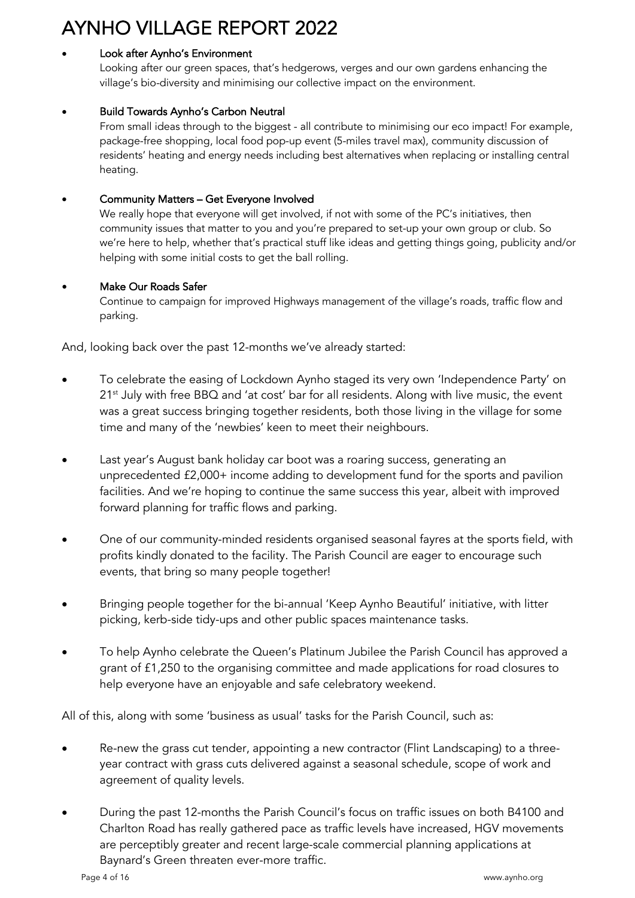- **Look after Aynho's Environment**
  Looking after our green spaces, that's hedgerows, verges and our own gardens enhancing the village's bio-diversity and minimising our collective impact on the environment.

- **Build Towards Aynho's Carbon Neutral**
  From small ideas through to the biggest - all contribute to minimising our eco impact! For example, package-free shopping, local food pop-up event (5-miles travel max), community discussion of residents' heating and energy needs including best alternatives when replacing or installing central heating.

- **Community Matters – Get Everyone Involved**
  We really hope that everyone will get involved, if not with some of the PC's initiatives, then community issues that matter to you and you're prepared to set-up your own group or club. So we're here to help, whether that's practical stuff like ideas and getting things going, publicity and/or helping with some initial costs to get the ball rolling.

- **Make Our Roads Safer**
  Continue to campaign for improved Highways management of the village's roads, traffic flow and parking.

And, looking back over the past 12-months we've already started:

- To celebrate the easing of Lockdown Aynho staged its very own 'Independence Party' on 21st July with free BBQ and 'at cost' bar for all residents. Along with live music, the event was a great success bringing together residents, both those living in the village for some time and many of the 'newbies' keen to meet their neighbours.

- Last year's August bank holiday car boot was a roaring success, generating an unprecedented £2,000+ income adding to development fund for the sports and pavilion facilities. And we're hoping to continue the same success this year, albeit with improved forward planning for traffic flows and parking.

- One of our community-minded residents organised seasonal fayres at the sports field, with profits kindly donated to the facility. The Parish Council are eager to encourage such events, that bring so many people together!

- Bringing people together for the bi-annual 'Keep Aynho Beautiful' initiative, with litter picking, kerb-side tidy-ups and other public spaces maintenance tasks.

- To help Aynho celebrate the Queen's Platinum Jubilee the Parish Council has approved a grant of £1,250 to the organising committee and made applications for road closures to help everyone have an enjoyable and safe celebratory weekend.

All of this, along with some 'business as usual' tasks for the Parish Council, such as:

- Re-new the grass cut tender, appointing a new contractor (Flint Landscaping) to a three-year contract with grass cuts delivered against a seasonal schedule, scope of work and agreement of quality levels.

- During the past 12-months the Parish Council's focus on traffic issues on both B4100 and Charlton Road has really gathered pace as traffic levels have increased, HGV movements are perceptibly greater and recent large-scale commercial planning applications at Baynard's Green threaten ever-more traffic.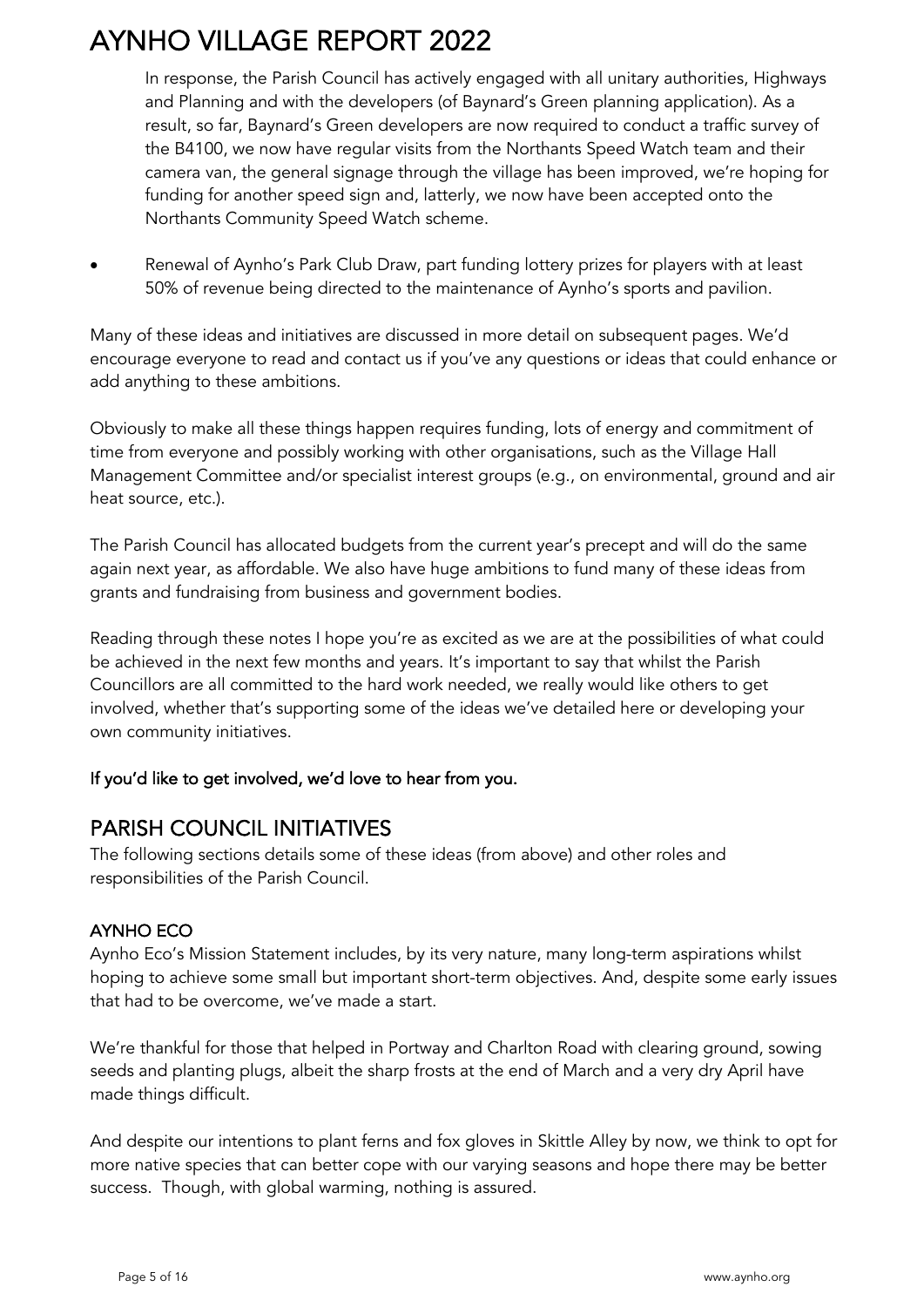In response, the Parish Council has actively engaged with all unitary authorities, Highways and Planning and with the developers (of Baynard's Green planning application). As a result, so far, Baynard's Green developers are now required to conduct a traffic survey of the B4100, we now have regular visits from the Northants Speed Watch team and their camera van, the general signage through the village has been improved, we're hoping for funding for another speed sign and, latterly, we now have been accepted onto the Northants Community Speed Watch scheme.

- Renewal of Aynho's Park Club Draw, part funding lottery prizes for players with at least 50% of revenue being directed to the maintenance of Aynho's sports and pavilion.

Many of these ideas and initiatives are discussed in more detail on subsequent pages. We'd encourage everyone to read and contact us if you've any questions or ideas that could enhance or add anything to these ambitions.

Obviously to make all these things happen requires funding, lots of energy and commitment of time from everyone and possibly working with other organisations, such as the Village Hall Management Committee and/or specialist interest groups (e.g., on environmental, ground and air heat source, etc.).

The Parish Council has allocated budgets from the current year's precept and will do the same again next year, as affordable. We also have huge ambitions to fund many of these ideas from grants and fundraising from business and government bodies.

Reading through these notes I hope you're as excited as we are at the possibilities of what could be achieved in the next few months and years. It's important to say that whilst the Parish Councillors are all committed to the hard work needed, we really would like others to get involved, whether that's supporting some of the ideas we've detailed here or developing your own community initiatives.

**If you'd like to get involved, we'd love to hear from you.**

## PARISH COUNCIL INITIATIVES

The following sections details some of these ideas (from above) and other roles and responsibilities of the Parish Council.

### AYNHO ECO

Aynho Eco's Mission Statement includes, by its very nature, many long-term aspirations whilst hoping to achieve some small but important short-term objectives. And, despite some early issues that had to be overcome, we've made a start.

We're thankful for those that helped in Portway and Charlton Road with clearing ground, sowing seeds and planting plugs, albeit the sharp frosts at the end of March and a very dry April have made things difficult.

And despite our intentions to plant ferns and fox gloves in Skittle Alley by now, we think to opt for more native species that can better cope with our varying seasons and hope there may be better success. Though, with global warming, nothing is assured.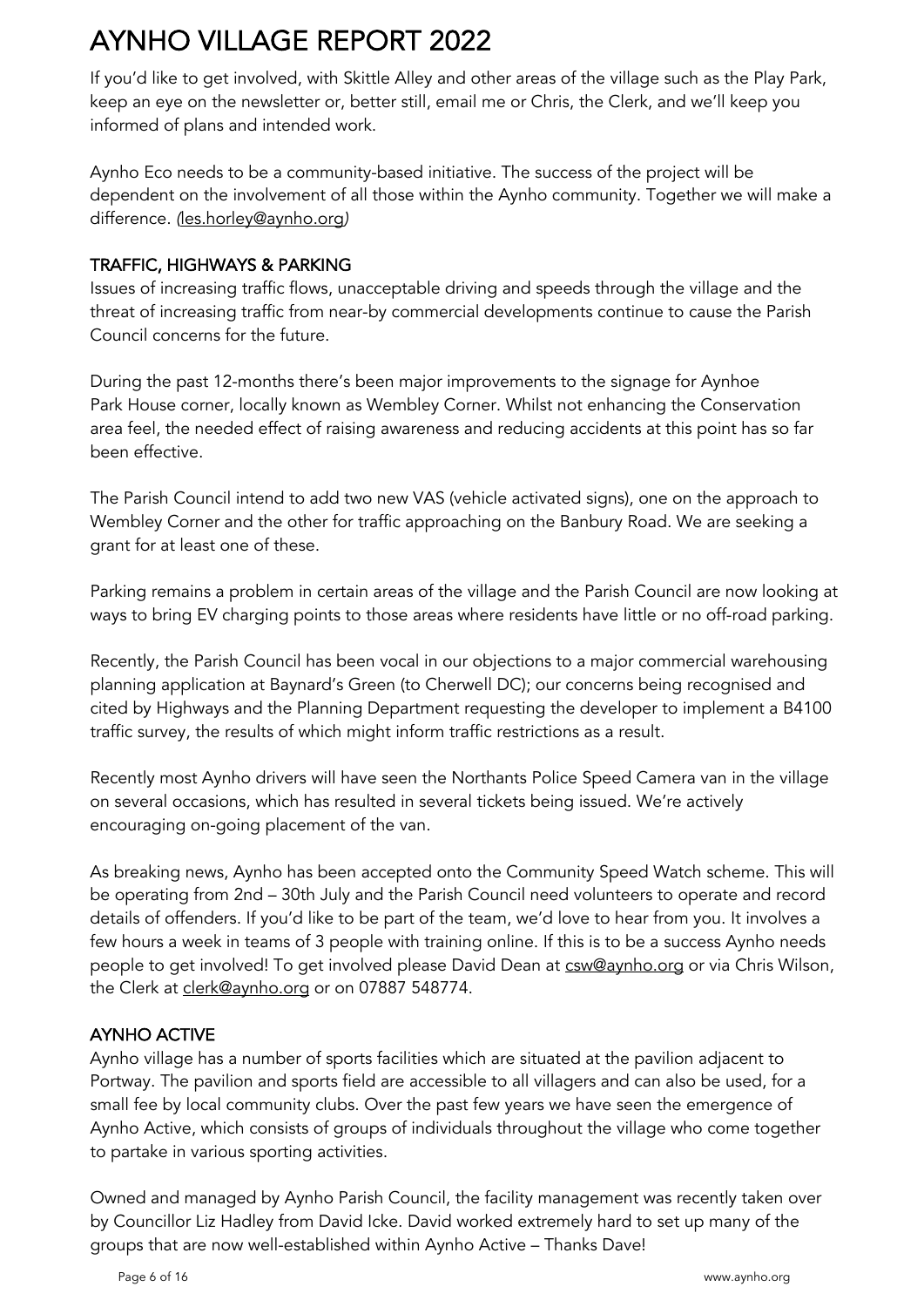# AYNHO VILLAGE REPORT 2022

If you'd like to get involved, with Skittle Alley and other areas of the village such as the Play Park, keep an eye on the newsletter or, better still, email me or Chris, the Clerk, and we'll keep you informed of plans and intended work.

Aynho Eco needs to be a community-based initiative. The success of the project will be dependent on the involvement of all those within the Aynho community. Together we will make a difference. *(les.horley@aynho.org)*

## TRAFFIC, HIGHWAYS & PARKING

Issues of increasing traffic flows, unacceptable driving and speeds through the village and the threat of increasing traffic from near-by commercial developments continue to cause the Parish Council concerns for the future.

During the past 12-months there's been major improvements to the signage for Aynhoe Park House corner, locally known as Wembley Corner. Whilst not enhancing the Conservation area feel, the needed effect of raising awareness and reducing accidents at this point has so far been effective.

The Parish Council intend to add two new VAS (vehicle activated signs), one on the approach to Wembley Corner and the other for traffic approaching on the Banbury Road. We are seeking a grant for at least one of these.

Parking remains a problem in certain areas of the village and the Parish Council are now looking at ways to bring EV charging points to those areas where residents have little or no off-road parking.

Recently, the Parish Council has been vocal in our objections to a major commercial warehousing planning application at Baynard's Green (to Cherwell DC); our concerns being recognised and cited by Highways and the Planning Department requesting the developer to implement a B4100 traffic survey, the results of which might inform traffic restrictions as a result.

Recently most Aynho drivers will have seen the Northants Police Speed Camera van in the village on several occasions, which has resulted in several tickets being issued. We're actively encouraging on-going placement of the van.

As breaking news, Aynho has been accepted onto the Community Speed Watch scheme. This will be operating from 2nd – 30th July and the Parish Council need volunteers to operate and record details of offenders. If you'd like to be part of the team, we'd love to hear from you. It involves a few hours a week in teams of 3 people with training online. If this is to be a success Aynho needs people to get involved! To get involved please David Dean at csw@aynho.org or via Chris Wilson, the Clerk at clerk@aynho.org or on 07887 548774.

## AYNHO ACTIVE

Aynho village has a number of sports facilities which are situated at the pavilion adjacent to Portway. The pavilion and sports field are accessible to all villagers and can also be used, for a small fee by local community clubs. Over the past few years we have seen the emergence of Aynho Active, which consists of groups of individuals throughout the village who come together to partake in various sporting activities.

Owned and managed by Aynho Parish Council, the facility management was recently taken over by Councillor Liz Hadley from David Icke. David worked extremely hard to set up many of the groups that are now well-established within Aynho Active – Thanks Dave!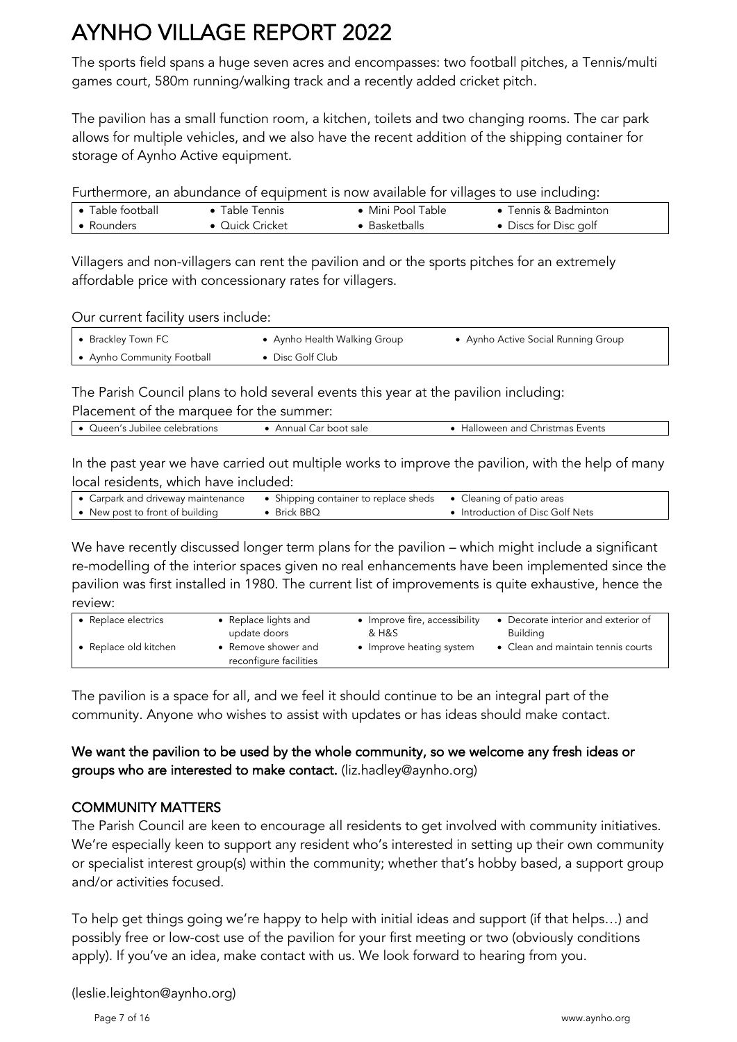# AYNHO VILLAGE REPORT 2022

The sports field spans a huge seven acres and encompasses: two football pitches, a Tennis/multi games court, 580m running/walking track and a recently added cricket pitch.

The pavilion has a small function room, a kitchen, toilets and two changing rooms. The car park allows for multiple vehicles, and we also have the recent addition of the shipping container for storage of Aynho Active equipment.

Furthermore, an abundance of equipment is now available for villages to use including:

| | | | |
|---|---|---|---|
| • Table football | • Table Tennis | • Mini Pool Table | • Tennis & Badminton |
| • Rounders | • Quick Cricket | • Basketballs | • Discs for Disc golf |

Villagers and non-villagers can rent the pavilion and or the sports pitches for an extremely affordable price with concessionary rates for villagers.

Our current facility users include:

| | | |
|---|---|---|
| • Brackley Town FC | • Aynho Health Walking Group | • Aynho Active Social Running Group |
| • Aynho Community Football | • Disc Golf Club | |

The Parish Council plans to hold several events this year at the pavilion including:

Placement of the marquee for the summer:

| | | |
|---|---|---|
| • Queen's Jubilee celebrations | • Annual Car boot sale | • Halloween and Christmas Events |

In the past year we have carried out multiple works to improve the pavilion, with the help of many local residents, which have included:

| | | |
|---|---|---|
| • Carpark and driveway maintenance | • Shipping container to replace sheds | • Cleaning of patio areas |
| • New post to front of building | • Brick BBQ | • Introduction of Disc Golf Nets |

We have recently discussed longer term plans for the pavilion – which might include a significant re-modelling of the interior spaces given no real enhancements have been implemented since the pavilion was first installed in 1980. The current list of improvements is quite exhaustive, hence the review:

| | | | |
|---|---|---|---|
| • Replace electrics | • Replace lights and update doors | • Improve fire, accessibility & H&S | • Decorate interior and exterior of Building |
| • Replace old kitchen | • Remove shower and reconfigure facilities | • Improve heating system | • Clean and maintain tennis courts |

The pavilion is a space for all, and we feel it should continue to be an integral part of the community. Anyone who wishes to assist with updates or has ideas should make contact.

**We want the pavilion to be used by the whole community, so we welcome any fresh ideas or groups who are interested to make contact.** (liz.hadley@aynho.org)

## COMMUNITY MATTERS

The Parish Council are keen to encourage all residents to get involved with community initiatives. We're especially keen to support any resident who's interested in setting up their own community or specialist interest group(s) within the community; whether that's hobby based, a support group and/or activities focused.

To help get things going we're happy to help with initial ideas and support (if that helps…) and possibly free or low-cost use of the pavilion for your first meeting or two (obviously conditions apply). If you've an idea, make contact with us. We look forward to hearing from you.

(leslie.leighton@aynho.org)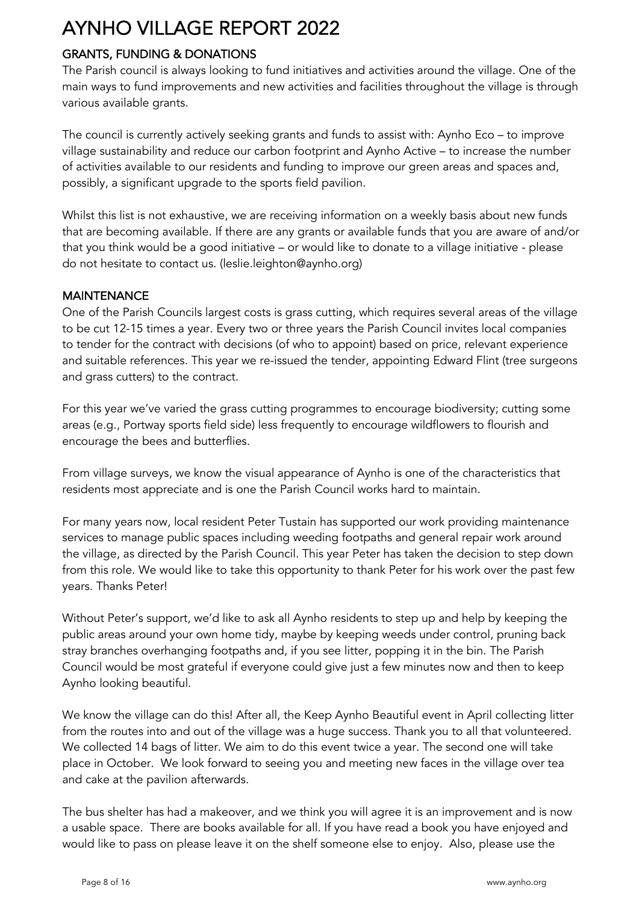# AYNHO VILLAGE REPORT 2022

## GRANTS, FUNDING & DONATIONS

The Parish council is always looking to fund initiatives and activities around the village. One of the main ways to fund improvements and new activities and facilities throughout the village is through various available grants.

The council is currently actively seeking grants and funds to assist with: Aynho Eco – to improve village sustainability and reduce our carbon footprint and Aynho Active – to increase the number of activities available to our residents and funding to improve our green areas and spaces and, possibly, a significant upgrade to the sports field pavilion.

Whilst this list is not exhaustive, we are receiving information on a weekly basis about new funds that are becoming available. If there are any grants or available funds that you are aware of and/or that you think would be a good initiative – or would like to donate to a village initiative - please do not hesitate to contact us. (leslie.leighton@aynho.org)

## MAINTENANCE

One of the Parish Councils largest costs is grass cutting, which requires several areas of the village to be cut 12-15 times a year. Every two or three years the Parish Council invites local companies to tender for the contract with decisions (of who to appoint) based on price, relevant experience and suitable references. This year we re-issued the tender, appointing Edward Flint (tree surgeons and grass cutters) to the contract.

For this year we've varied the grass cutting programmes to encourage biodiversity; cutting some areas (e.g., Portway sports field side) less frequently to encourage wildflowers to flourish and encourage the bees and butterflies.

From village surveys, we know the visual appearance of Aynho is one of the characteristics that residents most appreciate and is one the Parish Council works hard to maintain.

For many years now, local resident Peter Tustain has supported our work providing maintenance services to manage public spaces including weeding footpaths and general repair work around the village, as directed by the Parish Council. This year Peter has taken the decision to step down from this role. We would like to take this opportunity to thank Peter for his work over the past few years. Thanks Peter!

Without Peter's support, we'd like to ask all Aynho residents to step up and help by keeping the public areas around your own home tidy, maybe by keeping weeds under control, pruning back stray branches overhanging footpaths and, if you see litter, popping it in the bin. The Parish Council would be most grateful if everyone could give just a few minutes now and then to keep Aynho looking beautiful.

We know the village can do this! After all, the Keep Aynho Beautiful event in April collecting litter from the routes into and out of the village was a huge success. Thank you to all that volunteered. We collected 14 bags of litter. We aim to do this event twice a year. The second one will take place in October. We look forward to seeing you and meeting new faces in the village over tea and cake at the pavilion afterwards.

The bus shelter has had a makeover, and we think you will agree it is an improvement and is now a usable space. There are books available for all. If you have read a book you have enjoyed and would like to pass on please leave it on the shelf someone else to enjoy. Also, please use the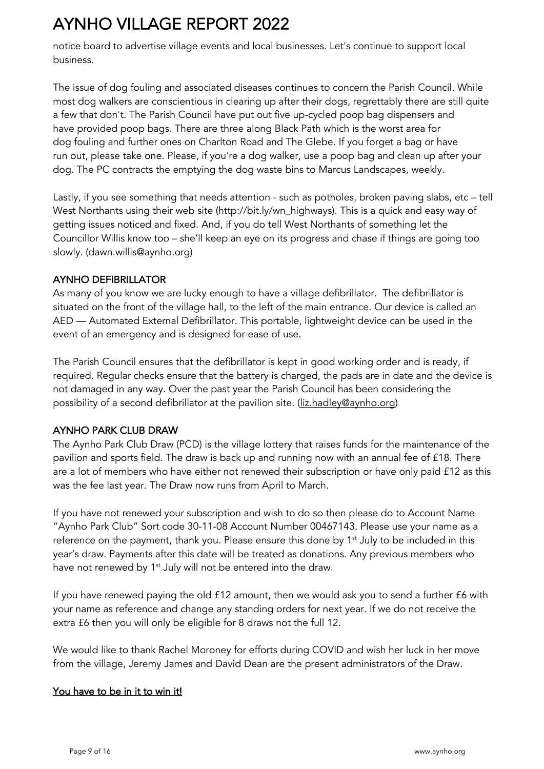notice board to advertise village events and local businesses. Let's continue to support local business.

The issue of dog fouling and associated diseases continues to concern the Parish Council. While most dog walkers are conscientious in clearing up after their dogs, regrettably there are still quite a few that don't. The Parish Council have put out five up-cycled poop bag dispensers and have provided poop bags. There are three along Black Path which is the worst area for dog fouling and further ones on Charlton Road and The Glebe. If you forget a bag or have run out, please take one. Please, if you're a dog walker, use a poop bag and clean up after your dog. The PC contracts the emptying the dog waste bins to Marcus Landscapes, weekly.

Lastly, if you see something that needs attention - such as potholes, broken paving slabs, etc – tell West Northants using their web site (http://bit.ly/wn_highways). This is a quick and easy way of getting issues noticed and fixed. And, if you do tell West Northants of something let the Councillor Willis know too – she'll keep an eye on its progress and chase if things are going too slowly. (dawn.willis@aynho.org)

## AYNHO DEFIBRILLATOR

As many of you know we are lucky enough to have a village defibrillator. The defibrillator is situated on the front of the village hall, to the left of the main entrance. Our device is called an AED — Automated External Defibrillator. This portable, lightweight device can be used in the event of an emergency and is designed for ease of use.

The Parish Council ensures that the defibrillator is kept in good working order and is ready, if required. Regular checks ensure that the battery is charged, the pads are in date and the device is not damaged in any way. Over the past year the Parish Council has been considering the possibility of a second defibrillator at the pavilion site. (liz.hadley@aynho.org)

## AYNHO PARK CLUB DRAW

The Aynho Park Club Draw (PCD) is the village lottery that raises funds for the maintenance of the pavilion and sports field. The draw is back up and running now with an annual fee of £18. There are a lot of members who have either not renewed their subscription or have only paid £12 as this was the fee last year. The Draw now runs from April to March.

If you have not renewed your subscription and wish to do so then please do to Account Name "Aynho Park Club" Sort code 30-11-08 Account Number 00467143. Please use your name as a reference on the payment, thank you. Please ensure this done by 1st July to be included in this year's draw. Payments after this date will be treated as donations. Any previous members who have not renewed by 1st July will not be entered into the draw.

If you have renewed paying the old £12 amount, then we would ask you to send a further £6 with your name as reference and change any standing orders for next year. If we do not receive the extra £6 then you will only be eligible for 8 draws not the full 12.

We would like to thank Rachel Moroney for efforts during COVID and wish her luck in her move from the village, Jeremy James and David Dean are the present administrators of the Draw.

**You have to be in it to win it!**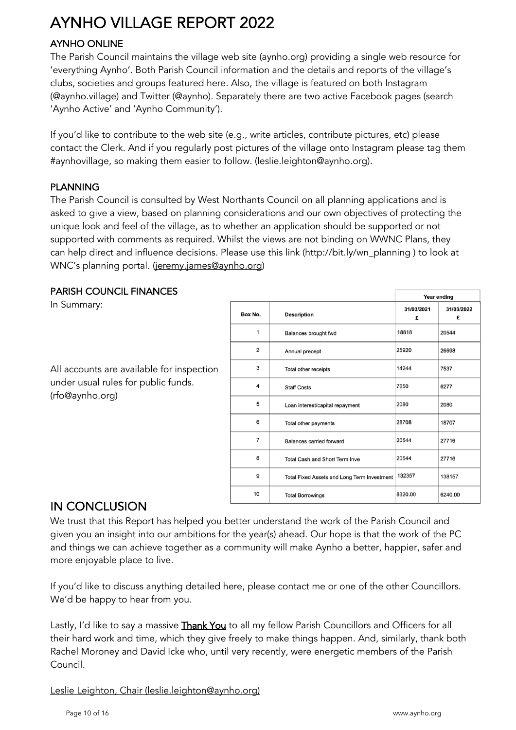# AYNHO VILLAGE REPORT 2022

## AYNHO ONLINE

The Parish Council maintains the village web site (aynho.org) providing a single web resource for 'everything Aynho'. Both Parish Council information and the details and reports of the village's clubs, societies and groups featured here. Also, the village is featured on both Instagram (@aynho.village) and Twitter (@aynho). Separately there are two active Facebook pages (search 'Aynho Active' and 'Aynho Community').

If you'd like to contribute to the web site (e.g., write articles, contribute pictures, etc) please contact the Clerk. And if you regularly post pictures of the village onto Instagram please tag them #aynhovillage, so making them easier to follow. (leslie.leighton@aynho.org).

## PLANNING

The Parish Council is consulted by West Northants Council on all planning applications and is asked to give a view, based on planning considerations and our own objectives of protecting the unique look and feel of the village, as to whether an application should be supported or not supported with comments as required. Whilst the views are not binding on WWNC Plans, they can help direct and influence decisions. Please use this link (http://bit.ly/wn_planning ) to look at WNC's planning portal. (jeremy.james@aynho.org)

## PARISH COUNCIL FINANCES

In Summary:

| | | Year ending | |
|---|---|---|---|
| Box No. | Description | 31/03/2021 £ | 31/03/2022 £ |
| 1 | Balances brought fwd | 18818 | 20544 |
| 2 | Annual precept | 25920 | 26698 |
| 3 | Total other receipts | 14244 | 7537 |
| 4 | Staff Costs | 7650 | 6277 |
| 5 | Loan interest/capital repayment | 2080 | 2080 |
| 6 | Total other payments | 28708 | 18707 |
| 7 | Balances carried forward | 20544 | 27716 |
| 8 | Total Cash and Short Term Inve | 20544 | 27716 |
| 9 | Total Fixed Assets and Long Term Investment | 132357 | 138157 |
| 10 | Total Borrowings | 8320.00 | 6240.00 |

All accounts are available for inspection under usual rules for public funds. (rfo@aynho.org)

# IN CONCLUSION

We trust that this Report has helped you better understand the work of the Parish Council and given you an insight into our ambitions for the year(s) ahead. Our hope is that the work of the PC and things we can achieve together as a community will make Aynho a better, happier, safer and more enjoyable place to live.

If you'd like to discuss anything detailed here, please contact me or one of the other Councillors. We'd be happy to hear from you.

Lastly, I'd like to say a massive **Thank You** to all my fellow Parish Councillors and Officers for all their hard work and time, which they give freely to make things happen. And, similarly, thank both Rachel Moroney and David Icke who, until very recently, were energetic members of the Parish Council.

Leslie Leighton, Chair (leslie.leighton@aynho.org)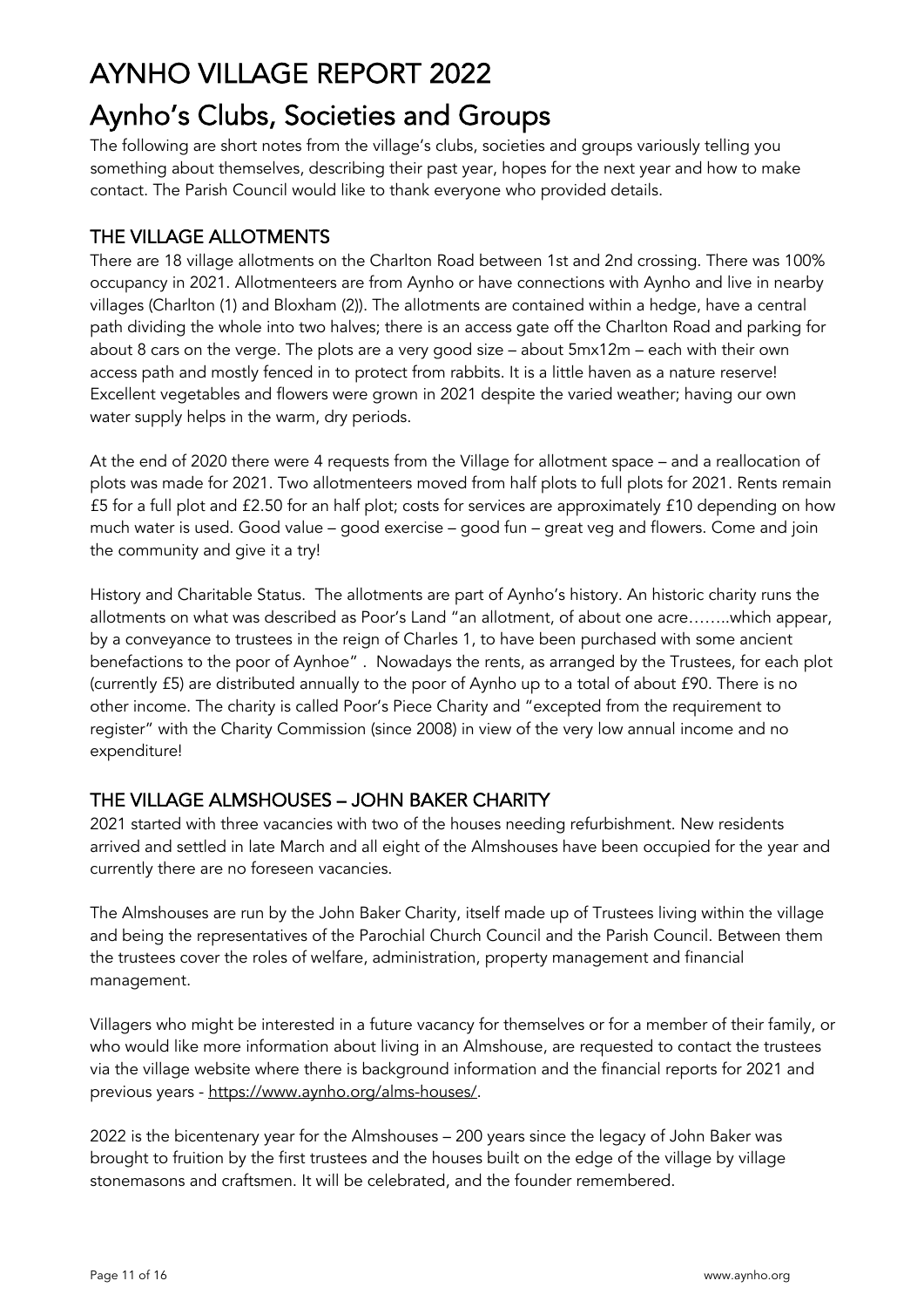# AYNHO VILLAGE REPORT 2022

## Aynho's Clubs, Societies and Groups

The following are short notes from the village's clubs, societies and groups variously telling you something about themselves, describing their past year, hopes for the next year and how to make contact. The Parish Council would like to thank everyone who provided details.

### THE VILLAGE ALLOTMENTS

There are 18 village allotments on the Charlton Road between 1st and 2nd crossing. There was 100% occupancy in 2021. Allotmenteers are from Aynho or have connections with Aynho and live in nearby villages (Charlton (1) and Bloxham (2)). The allotments are contained within a hedge, have a central path dividing the whole into two halves; there is an access gate off the Charlton Road and parking for about 8 cars on the verge. The plots are a very good size – about 5mx12m – each with their own access path and mostly fenced in to protect from rabbits. It is a little haven as a nature reserve! Excellent vegetables and flowers were grown in 2021 despite the varied weather; having our own water supply helps in the warm, dry periods.

At the end of 2020 there were 4 requests from the Village for allotment space – and a reallocation of plots was made for 2021. Two allotmenteers moved from half plots to full plots for 2021. Rents remain £5 for a full plot and £2.50 for an half plot; costs for services are approximately £10 depending on how much water is used. Good value – good exercise – good fun – great veg and flowers. Come and join the community and give it a try!

History and Charitable Status. The allotments are part of Aynho's history. An historic charity runs the allotments on what was described as Poor's Land "an allotment, of about one acre……..which appear, by a conveyance to trustees in the reign of Charles 1, to have been purchased with some ancient benefactions to the poor of Aynhoe" . Nowadays the rents, as arranged by the Trustees, for each plot (currently £5) are distributed annually to the poor of Aynho up to a total of about £90. There is no other income. The charity is called Poor's Piece Charity and "excepted from the requirement to register" with the Charity Commission (since 2008) in view of the very low annual income and no expenditure!

### THE VILLAGE ALMSHOUSES – JOHN BAKER CHARITY

2021 started with three vacancies with two of the houses needing refurbishment. New residents arrived and settled in late March and all eight of the Almshouses have been occupied for the year and currently there are no foreseen vacancies.

The Almshouses are run by the John Baker Charity, itself made up of Trustees living within the village and being the representatives of the Parochial Church Council and the Parish Council. Between them the trustees cover the roles of welfare, administration, property management and financial management.

Villagers who might be interested in a future vacancy for themselves or for a member of their family, or who would like more information about living in an Almshouse, are requested to contact the trustees via the village website where there is background information and the financial reports for 2021 and previous years - https://www.aynho.org/alms-houses/.

2022 is the bicentenary year for the Almshouses – 200 years since the legacy of John Baker was brought to fruition by the first trustees and the houses built on the edge of the village by village stonemasons and craftsmen. It will be celebrated, and the founder remembered.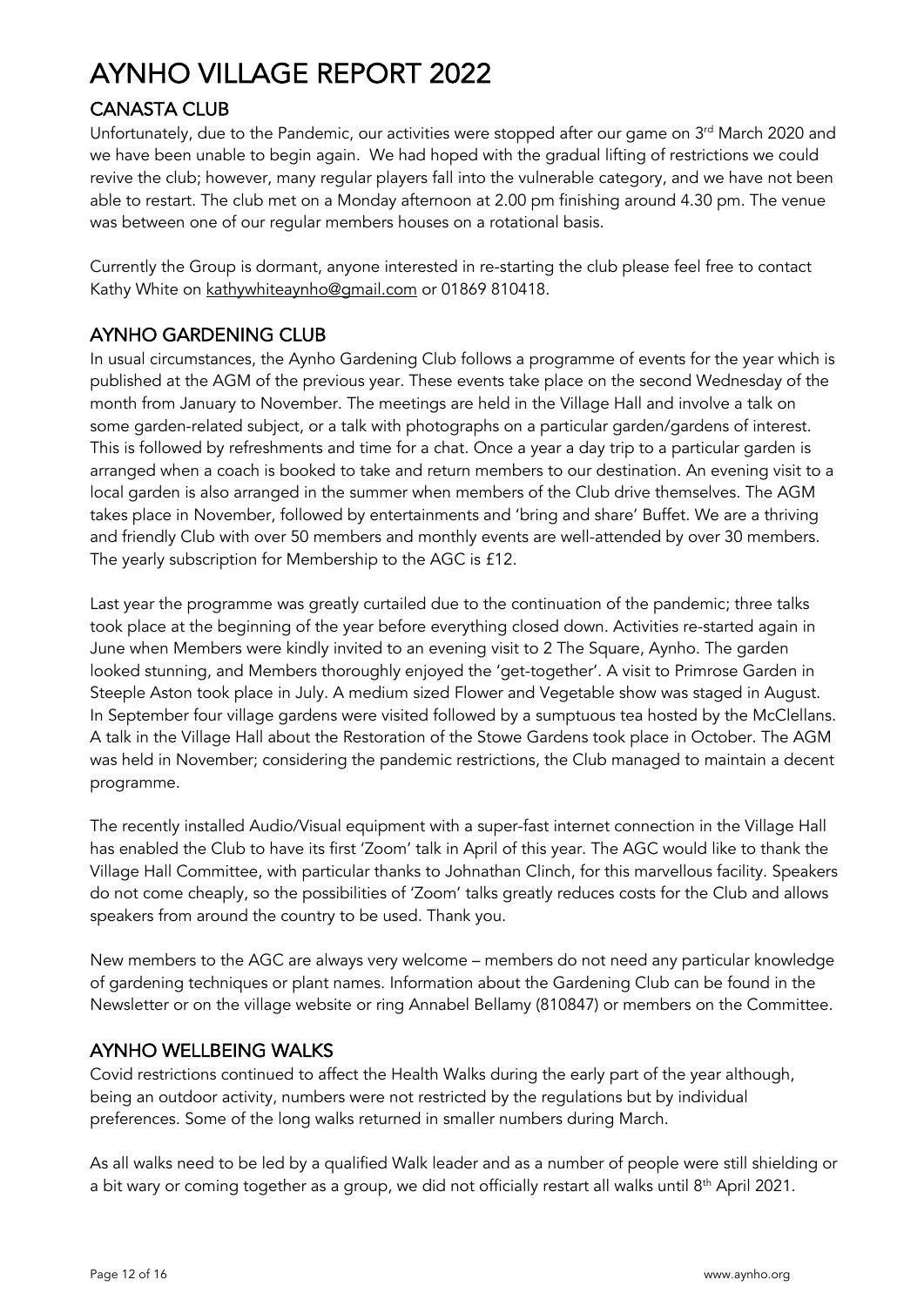# AYNHO VILLAGE REPORT 2022

## CANASTA CLUB

Unfortunately, due to the Pandemic, our activities were stopped after our game on 3rd March 2020 and we have been unable to begin again. We had hoped with the gradual lifting of restrictions we could revive the club; however, many regular players fall into the vulnerable category, and we have not been able to restart. The club met on a Monday afternoon at 2.00 pm finishing around 4.30 pm. The venue was between one of our regular members houses on a rotational basis.

Currently the Group is dormant, anyone interested in re-starting the club please feel free to contact Kathy White on kathywhiteaynho@gmail.com or 01869 810418.

## AYNHO GARDENING CLUB

In usual circumstances, the Aynho Gardening Club follows a programme of events for the year which is published at the AGM of the previous year. These events take place on the second Wednesday of the month from January to November. The meetings are held in the Village Hall and involve a talk on some garden-related subject, or a talk with photographs on a particular garden/gardens of interest. This is followed by refreshments and time for a chat. Once a year a day trip to a particular garden is arranged when a coach is booked to take and return members to our destination. An evening visit to a local garden is also arranged in the summer when members of the Club drive themselves. The AGM takes place in November, followed by entertainments and 'bring and share' Buffet. We are a thriving and friendly Club with over 50 members and monthly events are well-attended by over 30 members. The yearly subscription for Membership to the AGC is £12.

Last year the programme was greatly curtailed due to the continuation of the pandemic; three talks took place at the beginning of the year before everything closed down. Activities re-started again in June when Members were kindly invited to an evening visit to 2 The Square, Aynho. The garden looked stunning, and Members thoroughly enjoyed the 'get-together'. A visit to Primrose Garden in Steeple Aston took place in July. A medium sized Flower and Vegetable show was staged in August. In September four village gardens were visited followed by a sumptuous tea hosted by the McClellans. A talk in the Village Hall about the Restoration of the Stowe Gardens took place in October. The AGM was held in November; considering the pandemic restrictions, the Club managed to maintain a decent programme.

The recently installed Audio/Visual equipment with a super-fast internet connection in the Village Hall has enabled the Club to have its first 'Zoom' talk in April of this year. The AGC would like to thank the Village Hall Committee, with particular thanks to Johnathan Clinch, for this marvellous facility. Speakers do not come cheaply, so the possibilities of 'Zoom' talks greatly reduces costs for the Club and allows speakers from around the country to be used. Thank you.

New members to the AGC are always very welcome – members do not need any particular knowledge of gardening techniques or plant names. Information about the Gardening Club can be found in the Newsletter or on the village website or ring Annabel Bellamy (810847) or members on the Committee.

## AYNHO WELLBEING WALKS

Covid restrictions continued to affect the Health Walks during the early part of the year although, being an outdoor activity, numbers were not restricted by the regulations but by individual preferences. Some of the long walks returned in smaller numbers during March.

As all walks need to be led by a qualified Walk leader and as a number of people were still shielding or a bit wary or coming together as a group, we did not officially restart all walks until 8th April 2021.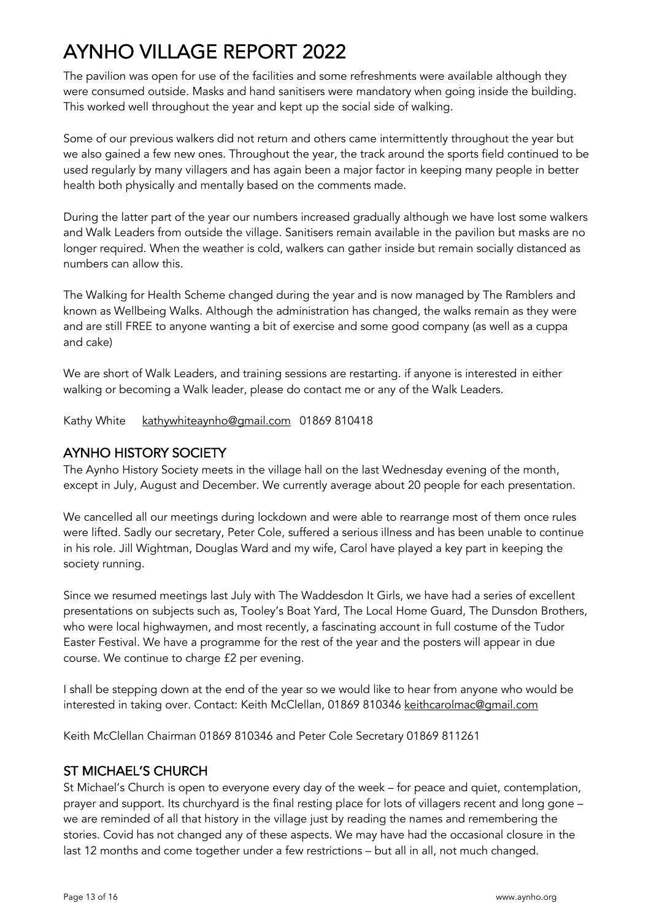# AYNHO VILLAGE REPORT 2022

The pavilion was open for use of the facilities and some refreshments were available although they were consumed outside. Masks and hand sanitisers were mandatory when going inside the building. This worked well throughout the year and kept up the social side of walking.

Some of our previous walkers did not return and others came intermittently throughout the year but we also gained a few new ones. Throughout the year, the track around the sports field continued to be used regularly by many villagers and has again been a major factor in keeping many people in better health both physically and mentally based on the comments made.

During the latter part of the year our numbers increased gradually although we have lost some walkers and Walk Leaders from outside the village. Sanitisers remain available in the pavilion but masks are no longer required. When the weather is cold, walkers can gather inside but remain socially distanced as numbers can allow this.

The Walking for Health Scheme changed during the year and is now managed by The Ramblers and known as Wellbeing Walks. Although the administration has changed, the walks remain as they were and are still FREE to anyone wanting a bit of exercise and some good company (as well as a cuppa and cake)

We are short of Walk Leaders, and training sessions are restarting. if anyone is interested in either walking or becoming a Walk leader, please do contact me or any of the Walk Leaders.

Kathy White kathywhiteaynho@gmail.com 01869 810418

## AYNHO HISTORY SOCIETY

The Aynho History Society meets in the village hall on the last Wednesday evening of the month, except in July, August and December. We currently average about 20 people for each presentation.

We cancelled all our meetings during lockdown and were able to rearrange most of them once rules were lifted. Sadly our secretary, Peter Cole, suffered a serious illness and has been unable to continue in his role. Jill Wightman, Douglas Ward and my wife, Carol have played a key part in keeping the society running.

Since we resumed meetings last July with The Waddesdon It Girls, we have had a series of excellent presentations on subjects such as, Tooley's Boat Yard, The Local Home Guard, The Dunsdon Brothers, who were local highwaymen, and most recently, a fascinating account in full costume of the Tudor Easter Festival. We have a programme for the rest of the year and the posters will appear in due course. We continue to charge £2 per evening.

I shall be stepping down at the end of the year so we would like to hear from anyone who would be interested in taking over. Contact: Keith McClellan, 01869 810346 keithcarolmac@gmail.com

Keith McClellan Chairman 01869 810346 and Peter Cole Secretary 01869 811261

## ST MICHAEL'S CHURCH

St Michael's Church is open to everyone every day of the week – for peace and quiet, contemplation, prayer and support. Its churchyard is the final resting place for lots of villagers recent and long gone – we are reminded of all that history in the village just by reading the names and remembering the stories. Covid has not changed any of these aspects. We may have had the occasional closure in the last 12 months and come together under a few restrictions – but all in all, not much changed.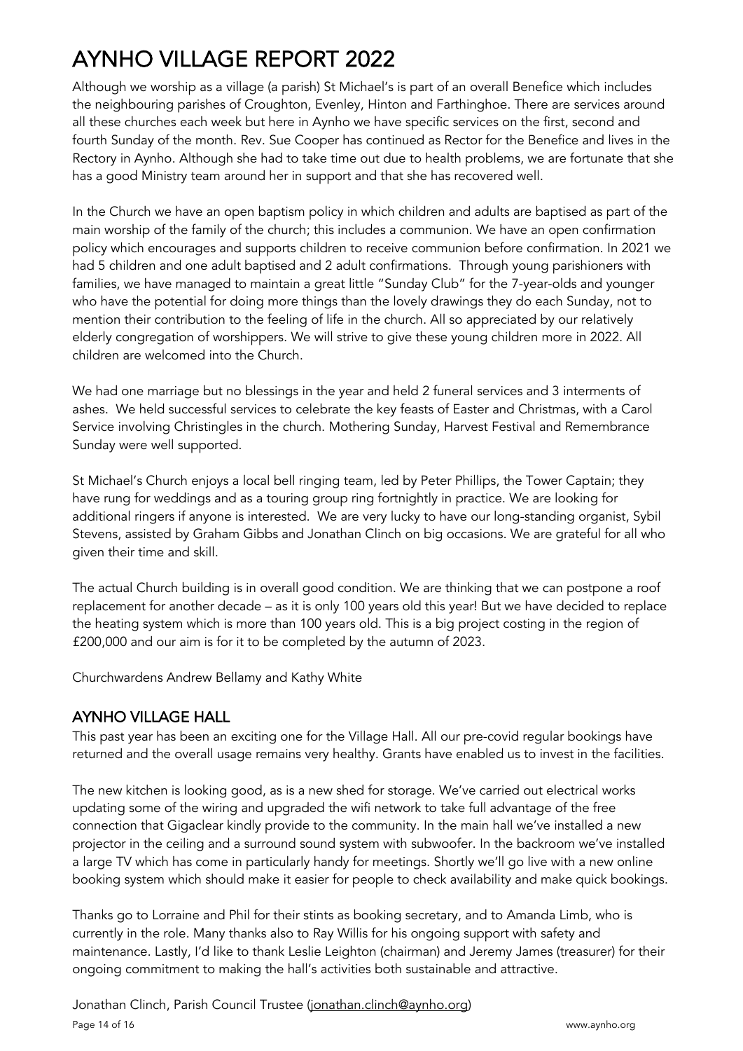# AYNHO VILLAGE REPORT 2022

Although we worship as a village (a parish) St Michael's is part of an overall Benefice which includes the neighbouring parishes of Croughton, Evenley, Hinton and Farthinghoe. There are services around all these churches each week but here in Aynho we have specific services on the first, second and fourth Sunday of the month. Rev. Sue Cooper has continued as Rector for the Benefice and lives in the Rectory in Aynho. Although she had to take time out due to health problems, we are fortunate that she has a good Ministry team around her in support and that she has recovered well.

In the Church we have an open baptism policy in which children and adults are baptised as part of the main worship of the family of the church; this includes a communion. We have an open confirmation policy which encourages and supports children to receive communion before confirmation. In 2021 we had 5 children and one adult baptised and 2 adult confirmations. Through young parishioners with families, we have managed to maintain a great little "Sunday Club" for the 7-year-olds and younger who have the potential for doing more things than the lovely drawings they do each Sunday, not to mention their contribution to the feeling of life in the church. All so appreciated by our relatively elderly congregation of worshippers. We will strive to give these young children more in 2022. All children are welcomed into the Church.

We had one marriage but no blessings in the year and held 2 funeral services and 3 interments of ashes. We held successful services to celebrate the key feasts of Easter and Christmas, with a Carol Service involving Christingles in the church. Mothering Sunday, Harvest Festival and Remembrance Sunday were well supported.

St Michael's Church enjoys a local bell ringing team, led by Peter Phillips, the Tower Captain; they have rung for weddings and as a touring group ring fortnightly in practice. We are looking for additional ringers if anyone is interested. We are very lucky to have our long-standing organist, Sybil Stevens, assisted by Graham Gibbs and Jonathan Clinch on big occasions. We are grateful for all who given their time and skill.

The actual Church building is in overall good condition. We are thinking that we can postpone a roof replacement for another decade – as it is only 100 years old this year! But we have decided to replace the heating system which is more than 100 years old. This is a big project costing in the region of £200,000 and our aim is for it to be completed by the autumn of 2023.

Churchwardens Andrew Bellamy and Kathy White

## AYNHO VILLAGE HALL

This past year has been an exciting one for the Village Hall. All our pre-covid regular bookings have returned and the overall usage remains very healthy. Grants have enabled us to invest in the facilities.

The new kitchen is looking good, as is a new shed for storage. We've carried out electrical works updating some of the wiring and upgraded the wifi network to take full advantage of the free connection that Gigaclear kindly provide to the community. In the main hall we've installed a new projector in the ceiling and a surround sound system with subwoofer. In the backroom we've installed a large TV which has come in particularly handy for meetings. Shortly we'll go live with a new online booking system which should make it easier for people to check availability and make quick bookings.

Thanks go to Lorraine and Phil for their stints as booking secretary, and to Amanda Limb, who is currently in the role. Many thanks also to Ray Willis for his ongoing support with safety and maintenance. Lastly, I'd like to thank Leslie Leighton (chairman) and Jeremy James (treasurer) for their ongoing commitment to making the hall's activities both sustainable and attractive.

Jonathan Clinch, Parish Council Trustee (jonathan.clinch@aynho.org)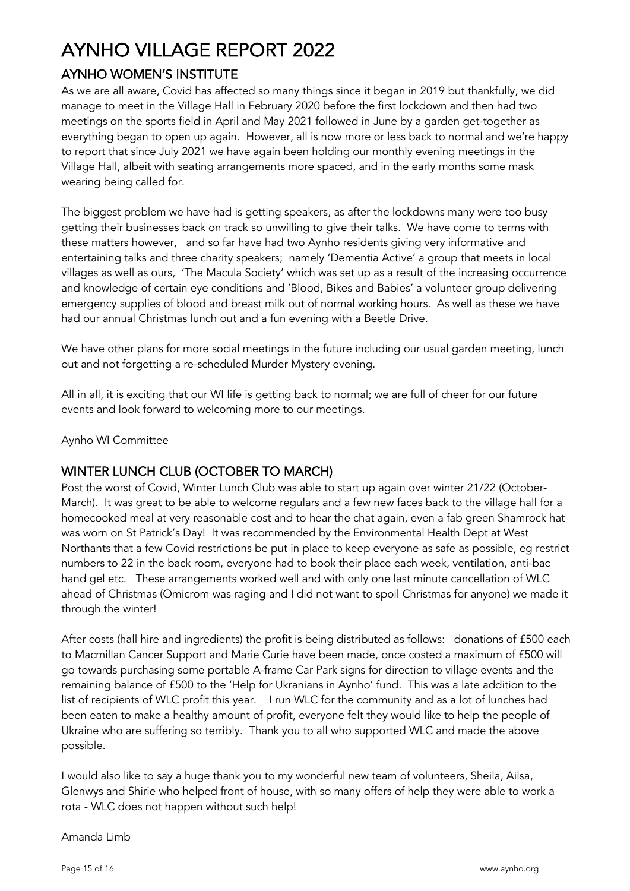# AYNHO VILLAGE REPORT 2022

## AYNHO WOMEN'S INSTITUTE

As we are all aware, Covid has affected so many things since it began in 2019 but thankfully, we did manage to meet in the Village Hall in February 2020 before the first lockdown and then had two meetings on the sports field in April and May 2021 followed in June by a garden get-together as everything began to open up again. However, all is now more or less back to normal and we're happy to report that since July 2021 we have again been holding our monthly evening meetings in the Village Hall, albeit with seating arrangements more spaced, and in the early months some mask wearing being called for.

The biggest problem we have had is getting speakers, as after the lockdowns many were too busy getting their businesses back on track so unwilling to give their talks. We have come to terms with these matters however, and so far have had two Aynho residents giving very informative and entertaining talks and three charity speakers; namely 'Dementia Active' a group that meets in local villages as well as ours, 'The Macula Society' which was set up as a result of the increasing occurrence and knowledge of certain eye conditions and 'Blood, Bikes and Babies' a volunteer group delivering emergency supplies of blood and breast milk out of normal working hours. As well as these we have had our annual Christmas lunch out and a fun evening with a Beetle Drive.

We have other plans for more social meetings in the future including our usual garden meeting, lunch out and not forgetting a re-scheduled Murder Mystery evening.

All in all, it is exciting that our WI life is getting back to normal; we are full of cheer for our future events and look forward to welcoming more to our meetings.

Aynho WI Committee

## WINTER LUNCH CLUB (OCTOBER TO MARCH)

Post the worst of Covid, Winter Lunch Club was able to start up again over winter 21/22 (October-March). It was great to be able to welcome regulars and a few new faces back to the village hall for a homecooked meal at very reasonable cost and to hear the chat again, even a fab green Shamrock hat was worn on St Patrick's Day! It was recommended by the Environmental Health Dept at West Northants that a few Covid restrictions be put in place to keep everyone as safe as possible, eg restrict numbers to 22 in the back room, everyone had to book their place each week, ventilation, anti-bac hand gel etc. These arrangements worked well and with only one last minute cancellation of WLC ahead of Christmas (Omicrom was raging and I did not want to spoil Christmas for anyone) we made it through the winter!

After costs (hall hire and ingredients) the profit is being distributed as follows: donations of £500 each to Macmillan Cancer Support and Marie Curie have been made, once costed a maximum of £500 will go towards purchasing some portable A-frame Car Park signs for direction to village events and the remaining balance of £500 to the 'Help for Ukranians in Aynho' fund. This was a late addition to the list of recipients of WLC profit this year. I run WLC for the community and as a lot of lunches had been eaten to make a healthy amount of profit, everyone felt they would like to help the people of Ukraine who are suffering so terribly. Thank you to all who supported WLC and made the above possible.

I would also like to say a huge thank you to my wonderful new team of volunteers, Sheila, Ailsa, Glenwys and Shirie who helped front of house, with so many offers of help they were able to work a rota - WLC does not happen without such help!

Amanda Limb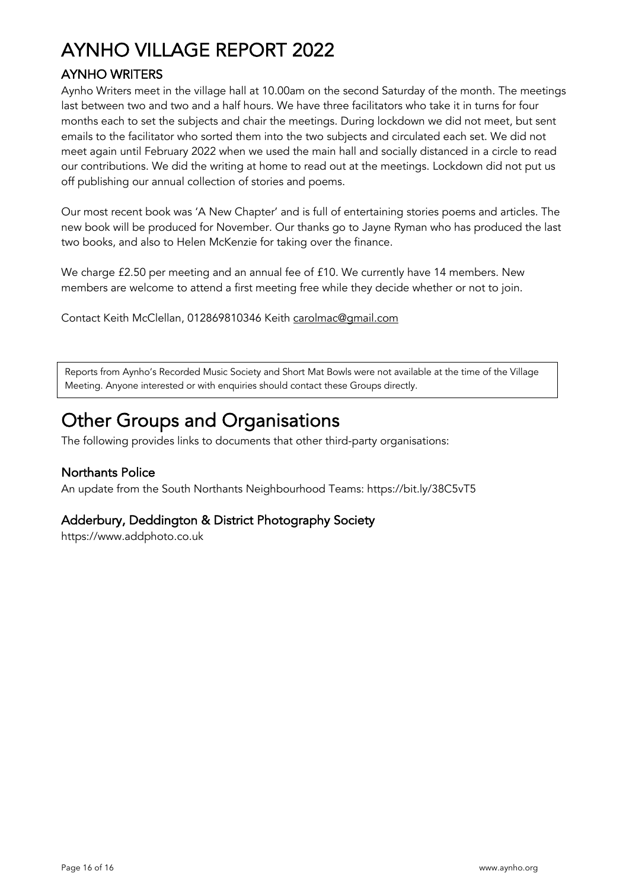# AYNHO VILLAGE REPORT 2022

## AYNHO WRITERS

Aynho Writers meet in the village hall at 10.00am on the second Saturday of the month. The meetings last between two and two and a half hours. We have three facilitators who take it in turns for four months each to set the subjects and chair the meetings. During lockdown we did not meet, but sent emails to the facilitator who sorted them into the two subjects and circulated each set. We did not meet again until February 2022 when we used the main hall and socially distanced in a circle to read our contributions. We did the writing at home to read out at the meetings. Lockdown did not put us off publishing our annual collection of stories and poems.

Our most recent book was 'A New Chapter' and is full of entertaining stories poems and articles. The new book will be produced for November. Our thanks go to Jayne Ryman who has produced the last two books, and also to Helen McKenzie for taking over the finance.

We charge £2.50 per meeting and an annual fee of £10. We currently have 14 members. New members are welcome to attend a first meeting free while they decide whether or not to join.

Contact Keith McClellan, 012869810346 Keith carolmac@gmail.com

Reports from Aynho's Recorded Music Society and Short Mat Bowls were not available at the time of the Village Meeting. Anyone interested or with enquiries should contact these Groups directly.

# Other Groups and Organisations

The following provides links to documents that other third-party organisations:

### Northants Police

An update from the South Northants Neighbourhood Teams: https://bit.ly/38C5vT5

### Adderbury, Deddington & District Photography Society

https://www.addphoto.co.uk